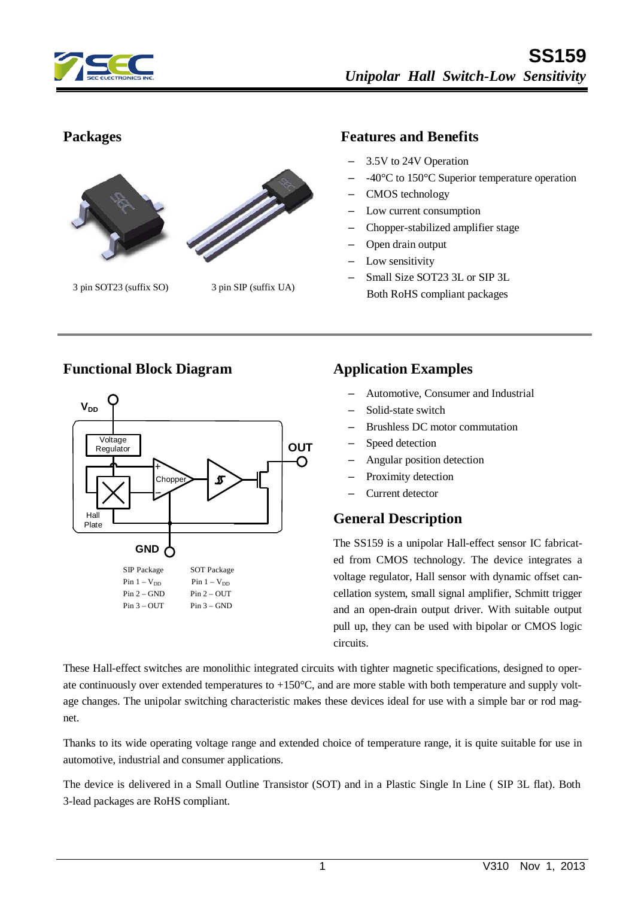# SS159

*Unipolar Hall Switch-Low Sensitivity*

## Packages

3 pin SOT23 (suffix SO)

3 pin SIP (suffix UA)

## Features and Benefits

- 3.5V to 24V Operation
- -40°C to 150°C Superior temperature operation
- CMOS technology
- Low current consumption
- Chopper-stabilized amplifier stage
- Open drain output
- Low sensitivity
- Small Size SOT23 3L or SIP 3L
  Both RoHS compliant packages

## Functional Block Diagram

| SIP Package | SOT Package |
|---|---|
| Pin 1 – $V_{DD}$ | Pin 1 – $V_{DD}$ |
| Pin 2 – GND | Pin 2 – OUT |
| Pin 3 – OUT | Pin 3 – GND |

## Application Examples

- Automotive, Consumer and Industrial
- Solid-state switch
- Brushless DC motor commutation
- Speed detection
- Angular position detection
- Proximity detection
- Current detector

## General Description

The SS159 is a unipolar Hall-effect sensor IC fabricated from CMOS technology. The device integrates a voltage regulator, Hall sensor with dynamic offset cancellation system, small signal amplifier, Schmitt trigger and an open-drain output driver. With suitable output pull up, they can be used with bipolar or CMOS logic circuits.

These Hall-effect switches are monolithic integrated circuits with tighter magnetic specifications, designed to operate continuously over extended temperatures to +150°C, and are more stable with both temperature and supply voltage changes. The unipolar switching characteristic makes these devices ideal for use with a simple bar or rod magnet.

Thanks to its wide operating voltage range and extended choice of temperature range, it is quite suitable for use in automotive, industrial and consumer applications.

The device is delivered in a Small Outline Transistor (SOT) and in a Plastic Single In Line ( SIP 3L flat). Both 3-lead packages are RoHS compliant.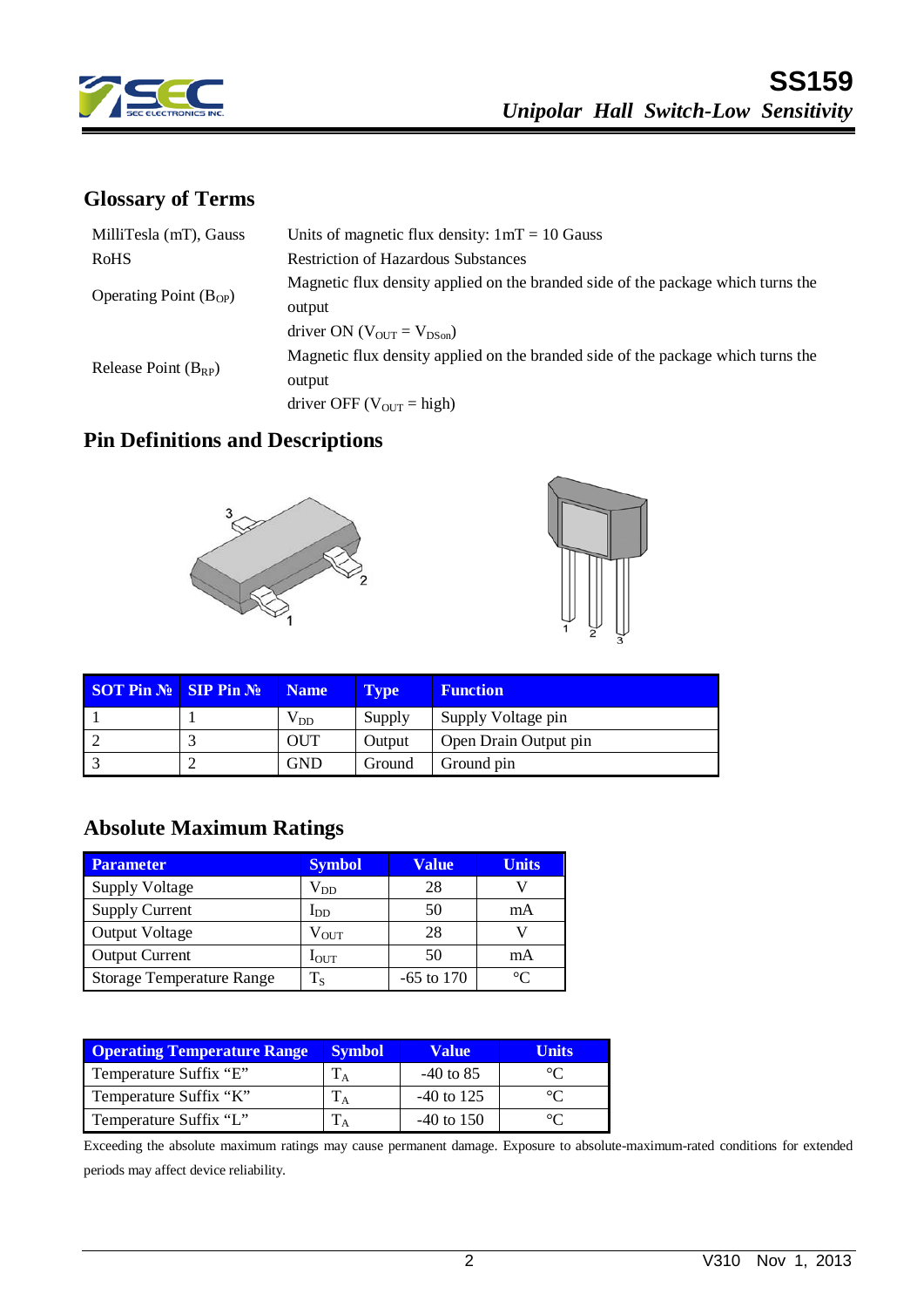## Glossary of Terms

| | |
|---|---|
| MilliTesla (mT), Gauss | Units of magnetic flux density: 1mT = 10 Gauss |
| RoHS | Restriction of Hazardous Substances |
| Operating Point ($B_{OP}$) | Magnetic flux density applied on the branded side of the package which turns the output driver ON ($V_{OUT} = V_{DSon}$) |
| Release Point ($B_{RP}$) | Magnetic flux density applied on the branded side of the package which turns the output driver OFF ($V_{OUT}$ = high) |

## Pin Definitions and Descriptions

| SOT Pin № | SIP Pin № | Name | Type | Function |
|---|---|---|---|---|
| 1 | 1 | $V_{DD}$ | Supply | Supply Voltage pin |
| 2 | 3 | OUT | Output | Open Drain Output pin |
| 3 | 2 | GND | Ground | Ground pin |

## Absolute Maximum Ratings

| Parameter | Symbol | Value | Units |
|---|---|---|---|
| Supply Voltage | $V_{DD}$ | 28 | V |
| Supply Current | $I_{DD}$ | 50 | mA |
| Output Voltage | $V_{OUT}$ | 28 | V |
| Output Current | $I_{OUT}$ | 50 | mA |
| Storage Temperature Range | $T_S$ | -65 to 170 | °C |

| Operating Temperature Range | Symbol | Value | Units |
|---|---|---|---|
| Temperature Suffix "E" | $T_A$ | -40 to 85 | °C |
| Temperature Suffix "K" | $T_A$ | -40 to 125 | °C |
| Temperature Suffix "L" | $T_A$ | -40 to 150 | °C |

Exceeding the absolute maximum ratings may cause permanent damage. Exposure to absolute-maximum-rated conditions for extended periods may affect device reliability.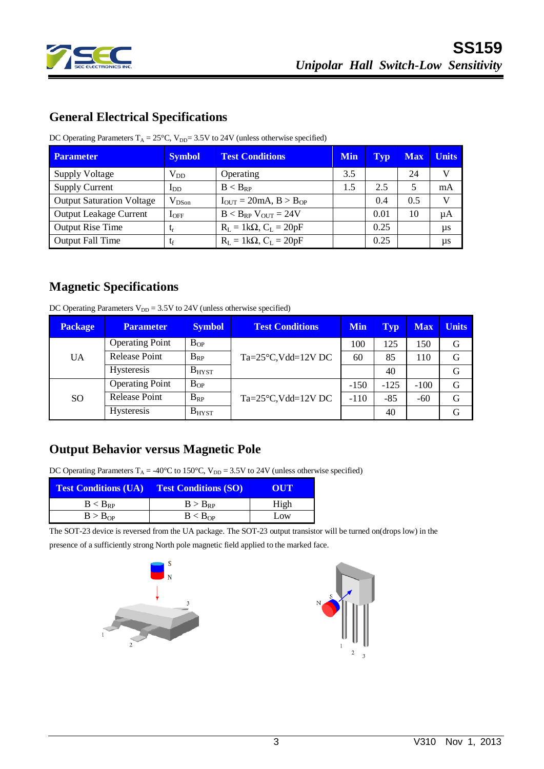## General Electrical Specifications

DC Operating Parameters $T_A$ = 25°C, $V_{DD}$= 3.5V to 24V (unless otherwise specified)

| Parameter | Symbol | Test Conditions | Min | Typ | Max | Units |
|---|---|---|---|---|---|---|
| Supply Voltage | $V_{DD}$ | Operating | 3.5 | | 24 | V |
| Supply Current | $I_{DD}$ | $B < B_{RP}$ | 1.5 | 2.5 | 5 | mA |
| Output Saturation Voltage | $V_{DSon}$ | $I_{OUT}$ = 20mA, $B > B_{OP}$ | | 0.4 | 0.5 | V |
| Output Leakage Current | $I_{OFF}$ | $B < B_{RP}$ $V_{OUT}$ = 24V | | 0.01 | 10 | µA |
| Output Rise Time | $t_r$ | $R_L$ = 1kΩ, $C_L$ = 20pF | | 0.25 | | µs |
| Output Fall Time | $t_f$ | $R_L$ = 1kΩ, $C_L$ = 20pF | | 0.25 | | µs |

## Magnetic Specifications

DC Operating Parameters $V_{DD}$ = 3.5V to 24V (unless otherwise specified)

| Package | Parameter | Symbol | Test Conditions | Min | Typ | Max | Units |
|---|---|---|---|---|---|---|---|
| UA | Operating Point | $B_{OP}$ | Ta=25°C,Vdd=12V DC | 100 | 125 | 150 | G |
| | Release Point | $B_{RP}$ | | 60 | 85 | 110 | G |
| | Hysteresis | $B_{HYST}$ | | | 40 | | G |
| SO | Operating Point | $B_{OP}$ | Ta=25°C,Vdd=12V DC | -150 | -125 | -100 | G |
| | Release Point | $B_{RP}$ | | -110 | -85 | -60 | G |
| | Hysteresis | $B_{HYST}$ | | | 40 | | G |

## Output Behavior versus Magnetic Pole

DC Operating Parameters $T_A$ = -40°C to 150°C, $V_{DD}$ = 3.5V to 24V (unless otherwise specified)

| Test Conditions (UA) | Test Conditions (SO) | OUT |
|---|---|---|
| $B < B_{RP}$ | $B > B_{RP}$ | High |
| $B > B_{OP}$ | $B < B_{OP}$ | Low |

The SOT-23 device is reversed from the UA package. The SOT-23 output transistor will be turned on(drops low) in the presence of a sufficiently strong North pole magnetic field applied to the marked face.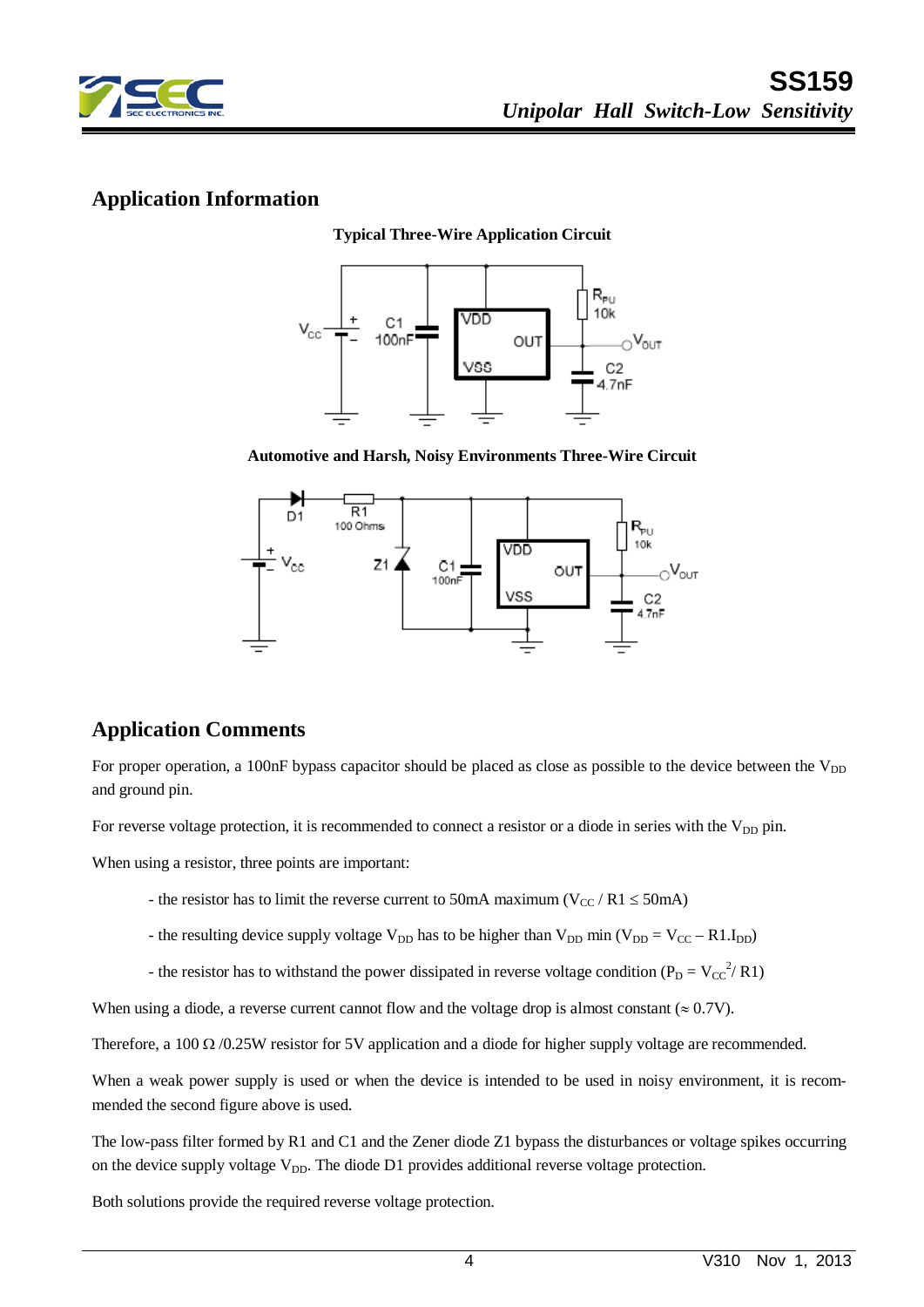## Application Information

**Typical Three-Wire Application Circuit**

**Automotive and Harsh, Noisy Environments Three-Wire Circuit**

## Application Comments

For proper operation, a 100nF bypass capacitor should be placed as close as possible to the device between the $V_{DD}$ and ground pin.

For reverse voltage protection, it is recommended to connect a resistor or a diode in series with the $V_{DD}$ pin.

When using a resistor, three points are important:

- the resistor has to limit the reverse current to 50mA maximum ($V_{CC}$ / R1 ≤ 50mA)
- the resulting device supply voltage $V_{DD}$ has to be higher than $V_{DD}$ min ($V_{DD} = V_{CC} – R1.I_{DD}$)
- the resistor has to withstand the power dissipated in reverse voltage condition ($P_D = V_{CC}^2 / R1$)

When using a diode, a reverse current cannot flow and the voltage drop is almost constant (≈ 0.7V).

Therefore, a 100 Ω /0.25W resistor for 5V application and a diode for higher supply voltage are recommended.

When a weak power supply is used or when the device is intended to be used in noisy environment, it is recommended the second figure above is used.

The low-pass filter formed by R1 and C1 and the Zener diode Z1 bypass the disturbances or voltage spikes occurring on the device supply voltage $V_{DD}$. The diode D1 provides additional reverse voltage protection.

Both solutions provide the required reverse voltage protection.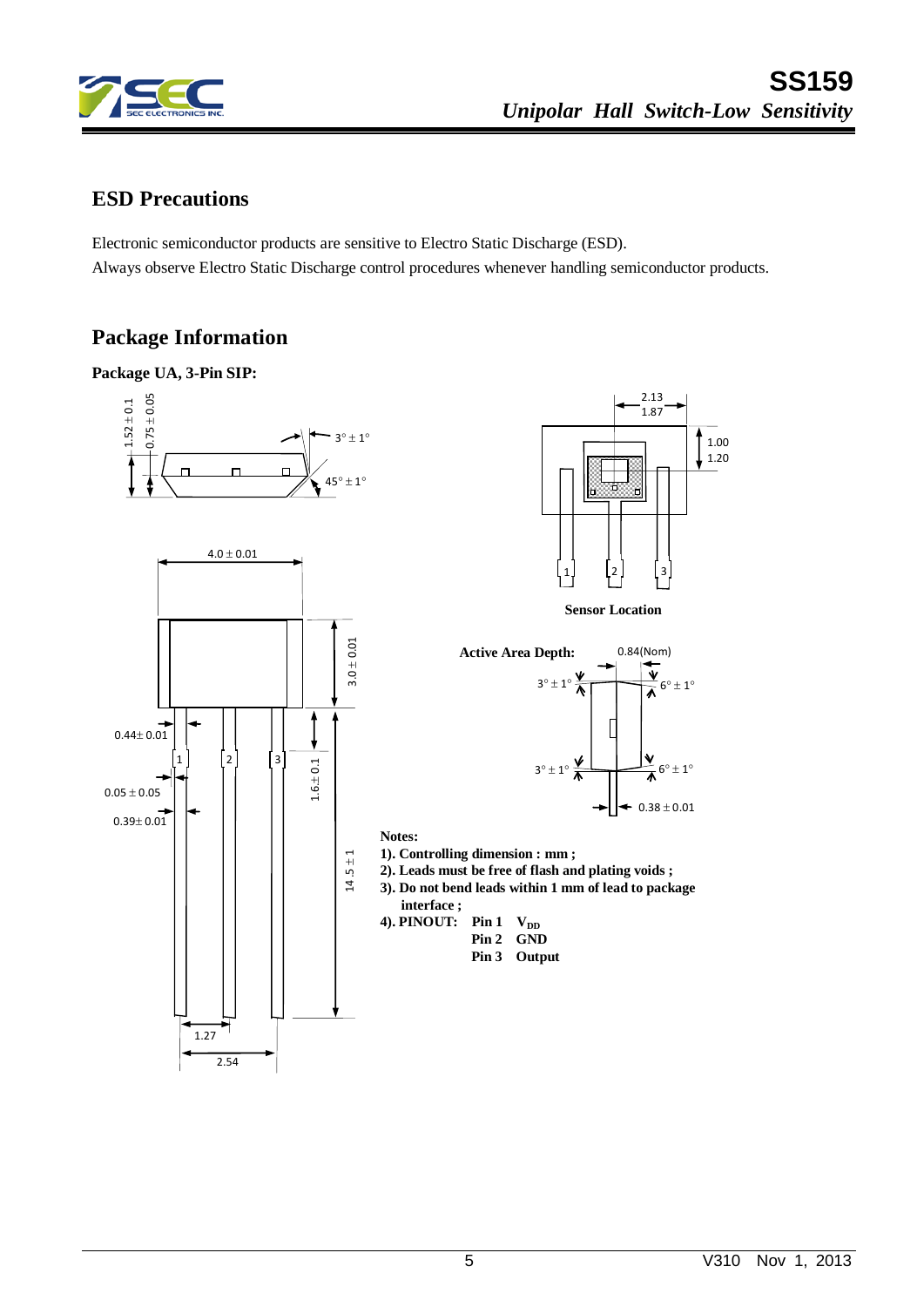## ESD Precautions

Electronic semiconductor products are sensitive to Electro Static Discharge (ESD).
Always observe Electro Static Discharge control procedures whenever handling semiconductor products.

## Package Information

**Package UA, 3-Pin SIP:**

**Sensor Location**

**Active Area Depth:** 0.84(Nom)

**Notes:**

**1). Controlling dimension : mm ;**

**2). Leads must be free of flash and plating voids ;**

**3). Do not bend leads within 1 mm of lead to package interface ;**

**4). PINOUT:**

| Pin | Function |
|---|---|
| **Pin 1** | **$V_{DD}$** |
| **Pin 2** | **GND** |
| **Pin 3** | **Output** |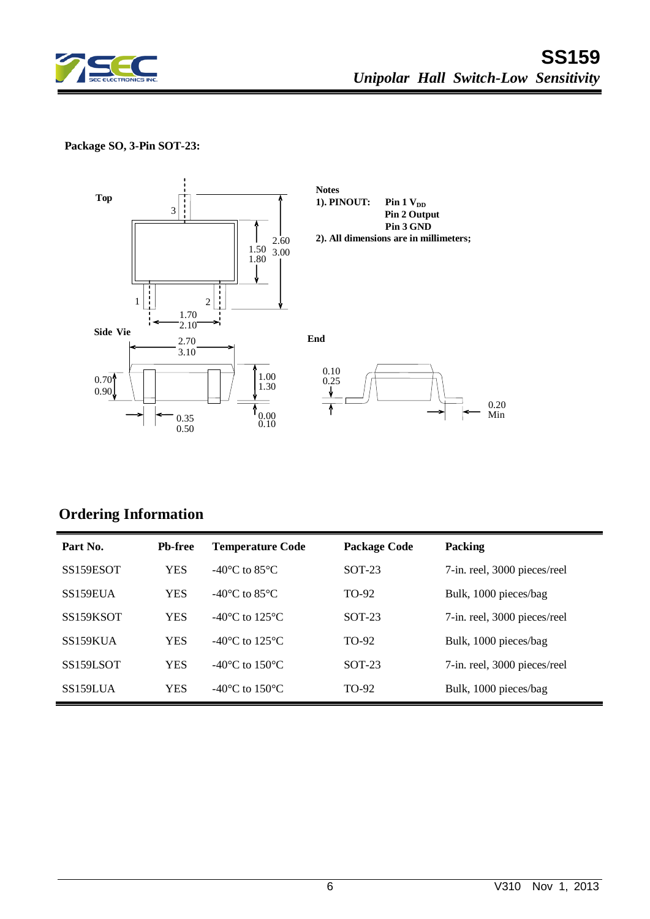**Package SO, 3-Pin SOT-23:**

Top

3

1.50
1.80

2.60
3.00

1 2

1.70
2.10

Side Vie

2.70
3.10

0.70
0.90

1.00
1.30

0.00
0.10

0.35
0.50

End

0.10
0.25

0.20
Min

**Notes**

**1). PINOUT:** **Pin 1 $V_{DD}$**
**Pin 2 Output**
**Pin 3 GND**

**2). All dimensions are in millimeters;**

## Ordering Information

| Part No. | Pb-free | Temperature Code | Package Code | Packing |
|---|---|---|---|---|
| SS159ESOT | YES | -40°C to 85°C | SOT-23 | 7-in. reel, 3000 pieces/reel |
| SS159EUA | YES | -40°C to 85°C | TO-92 | Bulk, 1000 pieces/bag |
| SS159KSOT | YES | -40°C to 125°C | SOT-23 | 7-in. reel, 3000 pieces/reel |
| SS159KUA | YES | -40°C to 125°C | TO-92 | Bulk, 1000 pieces/bag |
| SS159LSOT | YES | -40°C to 150°C | SOT-23 | 7-in. reel, 3000 pieces/reel |
| SS159LUA | YES | -40°C to 150°C | TO-92 | Bulk, 1000 pieces/bag |